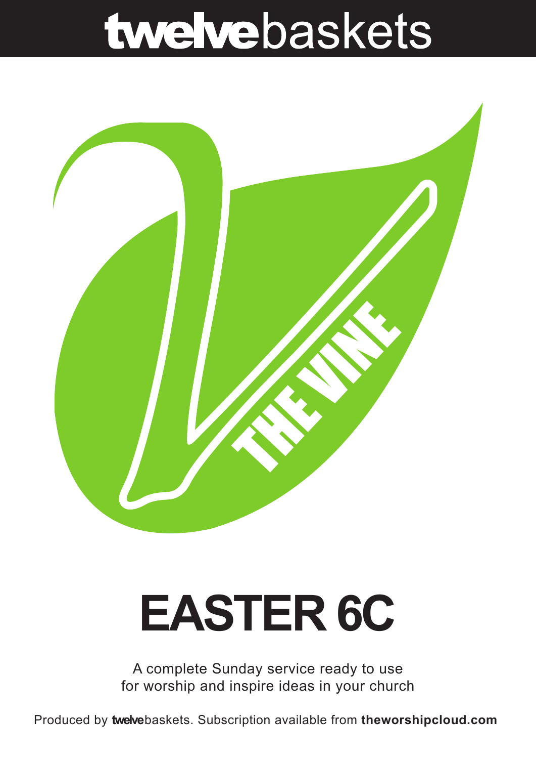# twelvebaskets

THE VINE

# EASTER 6C

A complete Sunday service ready to use
for worship and inspire ideas in your church

Produced by **twelve**baskets. Subscription available from **theworshipcloud.com**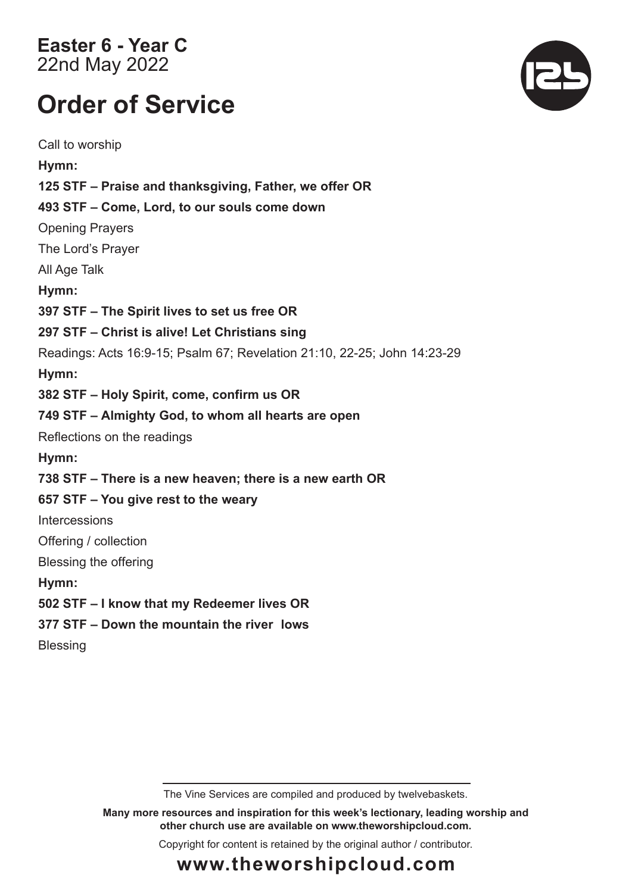**Easter 6 - Year C**
22nd May 2022

# Order of Service

Call to worship

**Hymn:**

**125 STF – Praise and thanksgiving, Father, we offer OR**

**493 STF – Come, Lord, to our souls come down**

Opening Prayers

The Lord's Prayer

All Age Talk

**Hymn:**

**397 STF – The Spirit lives to set us free OR**

**297 STF – Christ is alive! Let Christians sing**

Readings: Acts 16:9-15; Psalm 67; Revelation 21:10, 22-25; John 14:23-29

**Hymn:**

**382 STF – Holy Spirit, come, confirm us OR**

**749 STF – Almighty God, to whom all hearts are open**

Reflections on the readings

**Hymn:**

**738 STF – There is a new heaven; there is a new earth OR**

**657 STF – You give rest to the weary**

Intercessions

Offering / collection

Blessing the offering

**Hymn:**

**502 STF – I know that my Redeemer lives OR**

**377 STF – Down the mountain the river lows**

Blessing

The Vine Services are compiled and produced by twelvebaskets.

**Many more resources and inspiration for this week's lectionary, leading worship and other church use are available on www.theworshipcloud.com.**

Copyright for content is retained by the original author / contributor.

## www.theworshipcloud.com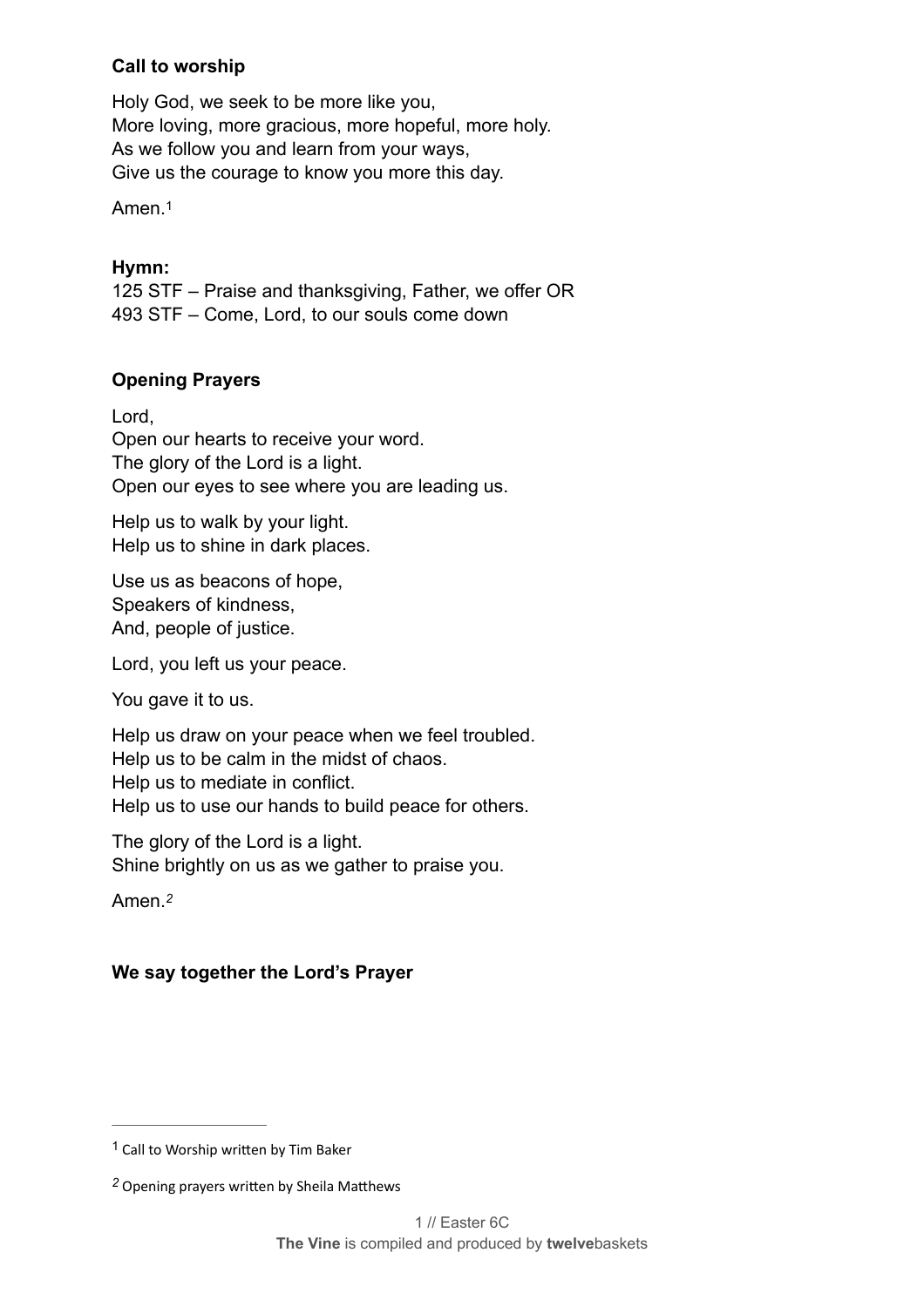**Call to worship**

Holy God, we seek to be more like you,
More loving, more gracious, more hopeful, more holy.
As we follow you and learn from your ways,
Give us the courage to know you more this day.

Amen.[1]

**Hymn:**
125 STF – Praise and thanksgiving, Father, we offer OR
493 STF – Come, Lord, to our souls come down

**Opening Prayers**

Lord,
Open our hearts to receive your word.
The glory of the Lord is a light.
Open our eyes to see where you are leading us.

Help us to walk by your light.
Help us to shine in dark places.

Use us as beacons of hope,
Speakers of kindness,
And, people of justice.

Lord, you left us your peace.

You gave it to us.

Help us draw on your peace when we feel troubled.
Help us to be calm in the midst of chaos.
Help us to mediate in conflict.
Help us to use our hands to build peace for others.

The glory of the Lord is a light.
Shine brightly on us as we gather to praise you.

Amen.[2]

**We say together the Lord's Prayer**

---

[1] Call to Worship written by Tim Baker

[2] Opening prayers written by Sheila Matthews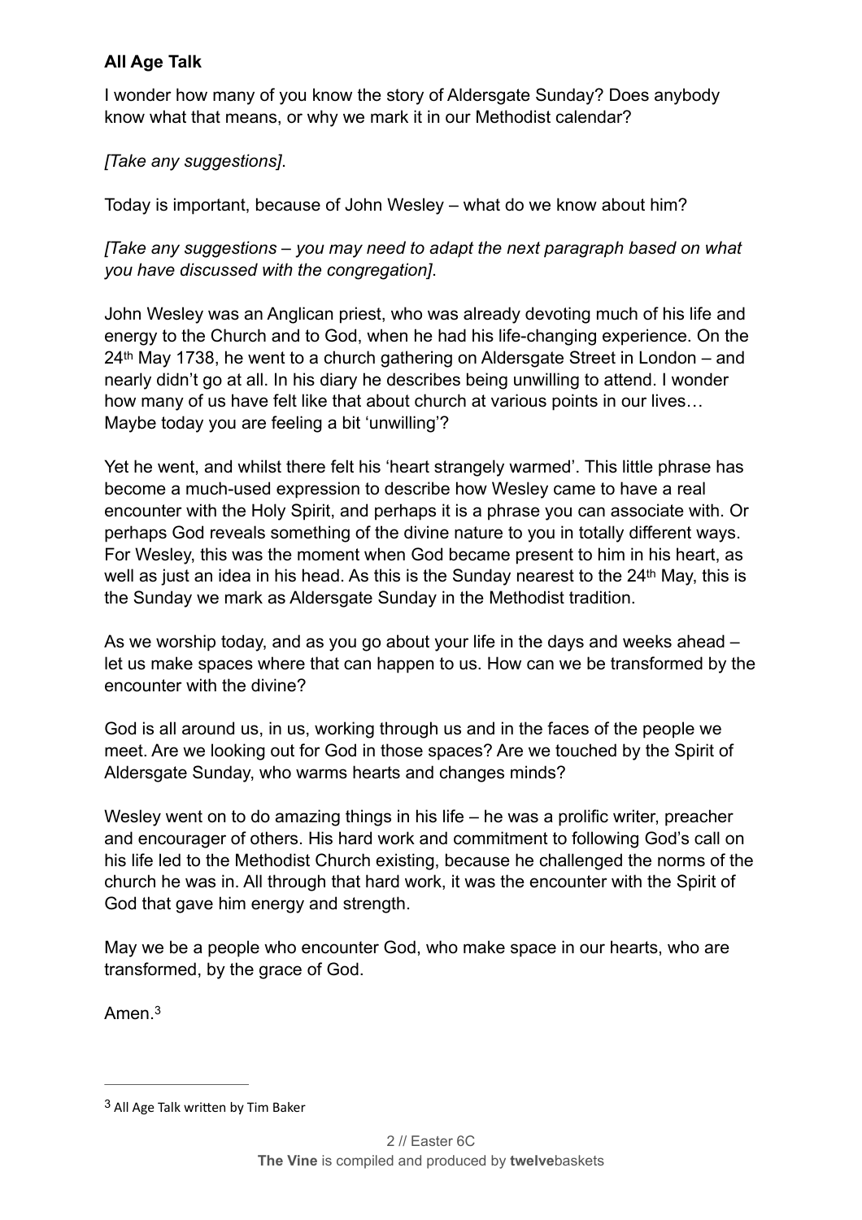**All Age Talk**

I wonder how many of you know the story of Aldersgate Sunday? Does anybody know what that means, or why we mark it in our Methodist calendar?

*[Take any suggestions]*.

Today is important, because of John Wesley – what do we know about him?

*[Take any suggestions – you may need to adapt the next paragraph based on what you have discussed with the congregation]*.

John Wesley was an Anglican priest, who was already devoting much of his life and energy to the Church and to God, when he had his life-changing experience. On the 24th May 1738, he went to a church gathering on Aldersgate Street in London – and nearly didn't go at all. In his diary he describes being unwilling to attend. I wonder how many of us have felt like that about church at various points in our lives… Maybe today you are feeling a bit 'unwilling'?

Yet he went, and whilst there felt his 'heart strangely warmed'. This little phrase has become a much-used expression to describe how Wesley came to have a real encounter with the Holy Spirit, and perhaps it is a phrase you can associate with. Or perhaps God reveals something of the divine nature to you in totally different ways. For Wesley, this was the moment when God became present to him in his heart, as well as just an idea in his head. As this is the Sunday nearest to the 24th May, this is the Sunday we mark as Aldersgate Sunday in the Methodist tradition.

As we worship today, and as you go about your life in the days and weeks ahead – let us make spaces where that can happen to us. How can we be transformed by the encounter with the divine?

God is all around us, in us, working through us and in the faces of the people we meet. Are we looking out for God in those spaces? Are we touched by the Spirit of Aldersgate Sunday, who warms hearts and changes minds?

Wesley went on to do amazing things in his life – he was a prolific writer, preacher and encourager of others. His hard work and commitment to following God's call on his life led to the Methodist Church existing, because he challenged the norms of the church he was in. All through that hard work, it was the encounter with the Spirit of God that gave him energy and strength.

May we be a people who encounter God, who make space in our hearts, who are transformed, by the grace of God.

Amen.[3]

---

[3] All Age Talk written by Tim Baker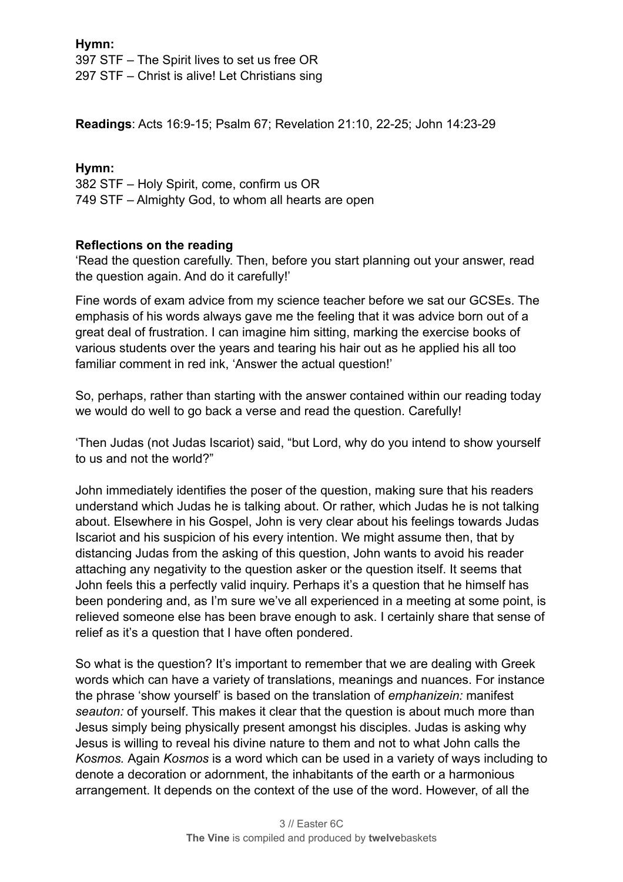**Hymn:**
397 STF – The Spirit lives to set us free OR
297 STF – Christ is alive! Let Christians sing

**Readings**: Acts 16:9-15; Psalm 67; Revelation 21:10, 22-25; John 14:23-29

**Hymn:**
382 STF – Holy Spirit, come, confirm us OR
749 STF – Almighty God, to whom all hearts are open

**Reflections on the reading**

'Read the question carefully. Then, before you start planning out your answer, read the question again. And do it carefully!'

Fine words of exam advice from my science teacher before we sat our GCSEs. The emphasis of his words always gave me the feeling that it was advice born out of a great deal of frustration. I can imagine him sitting, marking the exercise books of various students over the years and tearing his hair out as he applied his all too familiar comment in red ink, 'Answer the actual question!'

So, perhaps, rather than starting with the answer contained within our reading today we would do well to go back a verse and read the question. Carefully!

'Then Judas (not Judas Iscariot) said, "but Lord, why do you intend to show yourself to us and not the world?"

John immediately identifies the poser of the question, making sure that his readers understand which Judas he is talking about. Or rather, which Judas he is not talking about. Elsewhere in his Gospel, John is very clear about his feelings towards Judas Iscariot and his suspicion of his every intention. We might assume then, that by distancing Judas from the asking of this question, John wants to avoid his reader attaching any negativity to the question asker or the question itself. It seems that John feels this a perfectly valid inquiry. Perhaps it's a question that he himself has been pondering and, as I'm sure we've all experienced in a meeting at some point, is relieved someone else has been brave enough to ask. I certainly share that sense of relief as it's a question that I have often pondered.

So what is the question? It's important to remember that we are dealing with Greek words which can have a variety of translations, meanings and nuances. For instance the phrase 'show yourself' is based on the translation of *emphanizein:* manifest *seauton:* of yourself. This makes it clear that the question is about much more than Jesus simply being physically present amongst his disciples. Judas is asking why Jesus is willing to reveal his divine nature to them and not to what John calls the *Kosmos.* Again *Kosmos* is a word which can be used in a variety of ways including to denote a decoration or adornment, the inhabitants of the earth or a harmonious arrangement. It depends on the context of the use of the word. However, of all the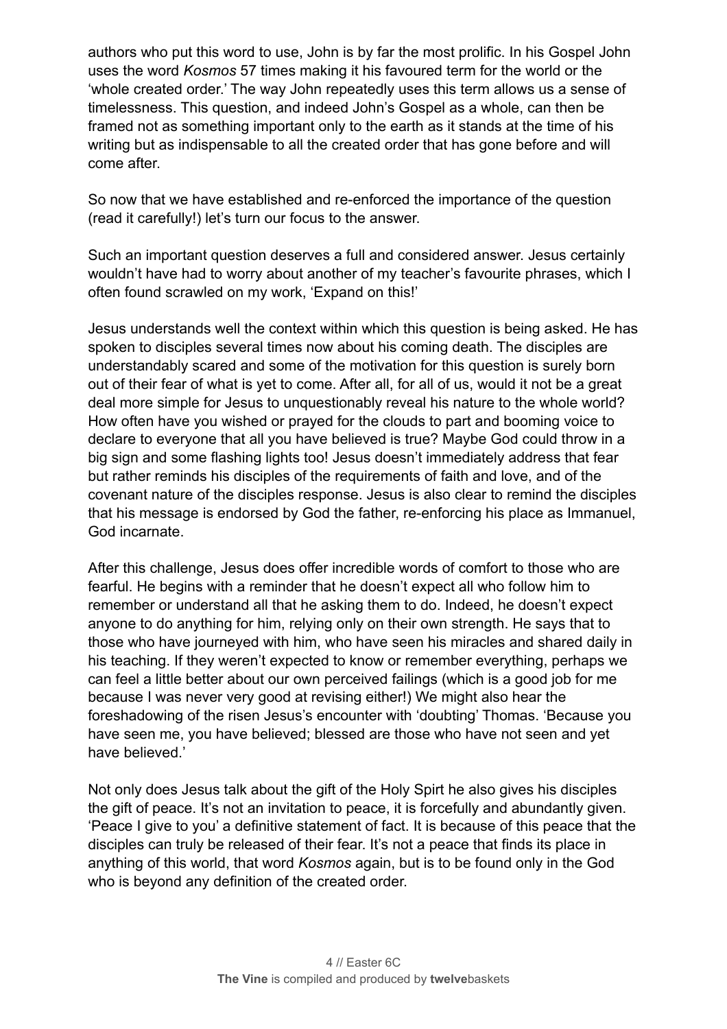authors who put this word to use, John is by far the most prolific. In his Gospel John uses the word *Kosmos* 57 times making it his favoured term for the world or the 'whole created order.' The way John repeatedly uses this term allows us a sense of timelessness. This question, and indeed John's Gospel as a whole, can then be framed not as something important only to the earth as it stands at the time of his writing but as indispensable to all the created order that has gone before and will come after.

So now that we have established and re-enforced the importance of the question (read it carefully!) let's turn our focus to the answer.

Such an important question deserves a full and considered answer. Jesus certainly wouldn't have had to worry about another of my teacher's favourite phrases, which I often found scrawled on my work, 'Expand on this!'

Jesus understands well the context within which this question is being asked. He has spoken to disciples several times now about his coming death. The disciples are understandably scared and some of the motivation for this question is surely born out of their fear of what is yet to come. After all, for all of us, would it not be a great deal more simple for Jesus to unquestionably reveal his nature to the whole world? How often have you wished or prayed for the clouds to part and booming voice to declare to everyone that all you have believed is true? Maybe God could throw in a big sign and some flashing lights too! Jesus doesn't immediately address that fear but rather reminds his disciples of the requirements of faith and love, and of the covenant nature of the disciples response. Jesus is also clear to remind the disciples that his message is endorsed by God the father, re-enforcing his place as Immanuel, God incarnate.

After this challenge, Jesus does offer incredible words of comfort to those who are fearful. He begins with a reminder that he doesn't expect all who follow him to remember or understand all that he asking them to do. Indeed, he doesn't expect anyone to do anything for him, relying only on their own strength. He says that to those who have journeyed with him, who have seen his miracles and shared daily in his teaching. If they weren't expected to know or remember everything, perhaps we can feel a little better about our own perceived failings (which is a good job for me because I was never very good at revising either!) We might also hear the foreshadowing of the risen Jesus's encounter with 'doubting' Thomas. 'Because you have seen me, you have believed; blessed are those who have not seen and yet have believed.'

Not only does Jesus talk about the gift of the Holy Spirt he also gives his disciples the gift of peace. It's not an invitation to peace, it is forcefully and abundantly given. 'Peace I give to you' a definitive statement of fact. It is because of this peace that the disciples can truly be released of their fear. It's not a peace that finds its place in anything of this world, that word *Kosmos* again, but is to be found only in the God who is beyond any definition of the created order.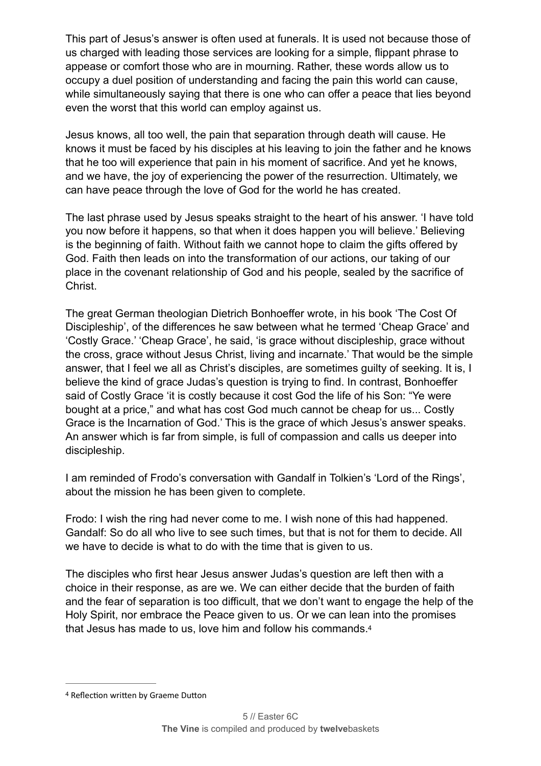This part of Jesus's answer is often used at funerals. It is used not because those of us charged with leading those services are looking for a simple, flippant phrase to appease or comfort those who are in mourning. Rather, these words allow us to occupy a duel position of understanding and facing the pain this world can cause, while simultaneously saying that there is one who can offer a peace that lies beyond even the worst that this world can employ against us.

Jesus knows, all too well, the pain that separation through death will cause. He knows it must be faced by his disciples at his leaving to join the father and he knows that he too will experience that pain in his moment of sacrifice. And yet he knows, and we have, the joy of experiencing the power of the resurrection. Ultimately, we can have peace through the love of God for the world he has created.

The last phrase used by Jesus speaks straight to the heart of his answer. 'I have told you now before it happens, so that when it does happen you will believe.' Believing is the beginning of faith. Without faith we cannot hope to claim the gifts offered by God. Faith then leads on into the transformation of our actions, our taking of our place in the covenant relationship of God and his people, sealed by the sacrifice of Christ.

The great German theologian Dietrich Bonhoeffer wrote, in his book 'The Cost Of Discipleship', of the differences he saw between what he termed 'Cheap Grace' and 'Costly Grace.' 'Cheap Grace', he said, 'is grace without discipleship, grace without the cross, grace without Jesus Christ, living and incarnate.' That would be the simple answer, that I feel we all as Christ's disciples, are sometimes guilty of seeking. It is, I believe the kind of grace Judas's question is trying to find. In contrast, Bonhoeffer said of Costly Grace 'it is costly because it cost God the life of his Son: "Ye were bought at a price," and what has cost God much cannot be cheap for us... Costly Grace is the Incarnation of God.' This is the grace of which Jesus's answer speaks. An answer which is far from simple, is full of compassion and calls us deeper into discipleship.

I am reminded of Frodo's conversation with Gandalf in Tolkien's 'Lord of the Rings', about the mission he has been given to complete.

Frodo: I wish the ring had never come to me. I wish none of this had happened.
Gandalf: So do all who live to see such times, but that is not for them to decide. All we have to decide is what to do with the time that is given to us.

The disciples who first hear Jesus answer Judas's question are left then with a choice in their response, as are we. We can either decide that the burden of faith and the fear of separation is too difficult, that we don't want to engage the help of the Holy Spirit, nor embrace the Peace given to us. Or we can lean into the promises that Jesus has made to us, love him and follow his commands.[4]

---

[4] Reflection written by Graeme Dutton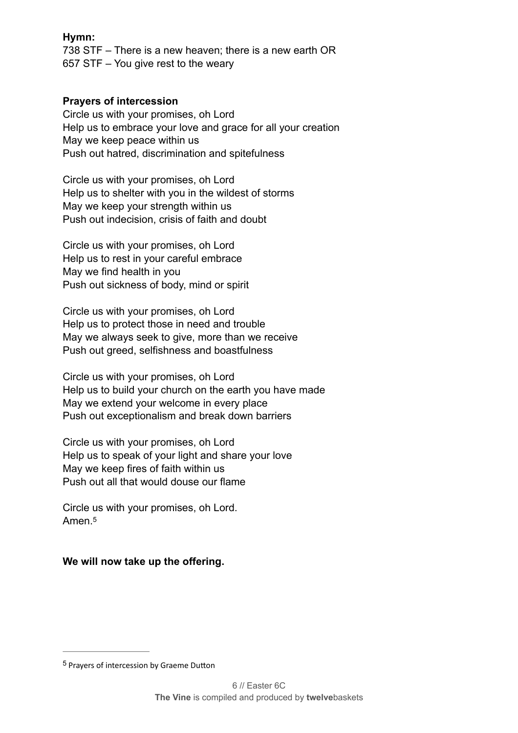**Hymn:**
738 STF – There is a new heaven; there is a new earth OR
657 STF – You give rest to the weary

**Prayers of intercession**

Circle us with your promises, oh Lord
Help us to embrace your love and grace for all your creation
May we keep peace within us
Push out hatred, discrimination and spitefulness

Circle us with your promises, oh Lord
Help us to shelter with you in the wildest of storms
May we keep your strength within us
Push out indecision, crisis of faith and doubt

Circle us with your promises, oh Lord
Help us to rest in your careful embrace
May we find health in you
Push out sickness of body, mind or spirit

Circle us with your promises, oh Lord
Help us to protect those in need and trouble
May we always seek to give, more than we receive
Push out greed, selfishness and boastfulness

Circle us with your promises, oh Lord
Help us to build your church on the earth you have made
May we extend your welcome in every place
Push out exceptionalism and break down barriers

Circle us with your promises, oh Lord
Help us to speak of your light and share your love
May we keep fires of faith within us
Push out all that would douse our flame

Circle us with your promises, oh Lord.
Amen.[5]

**We will now take up the offering.**

---

[5] Prayers of intercession by Graeme Dutton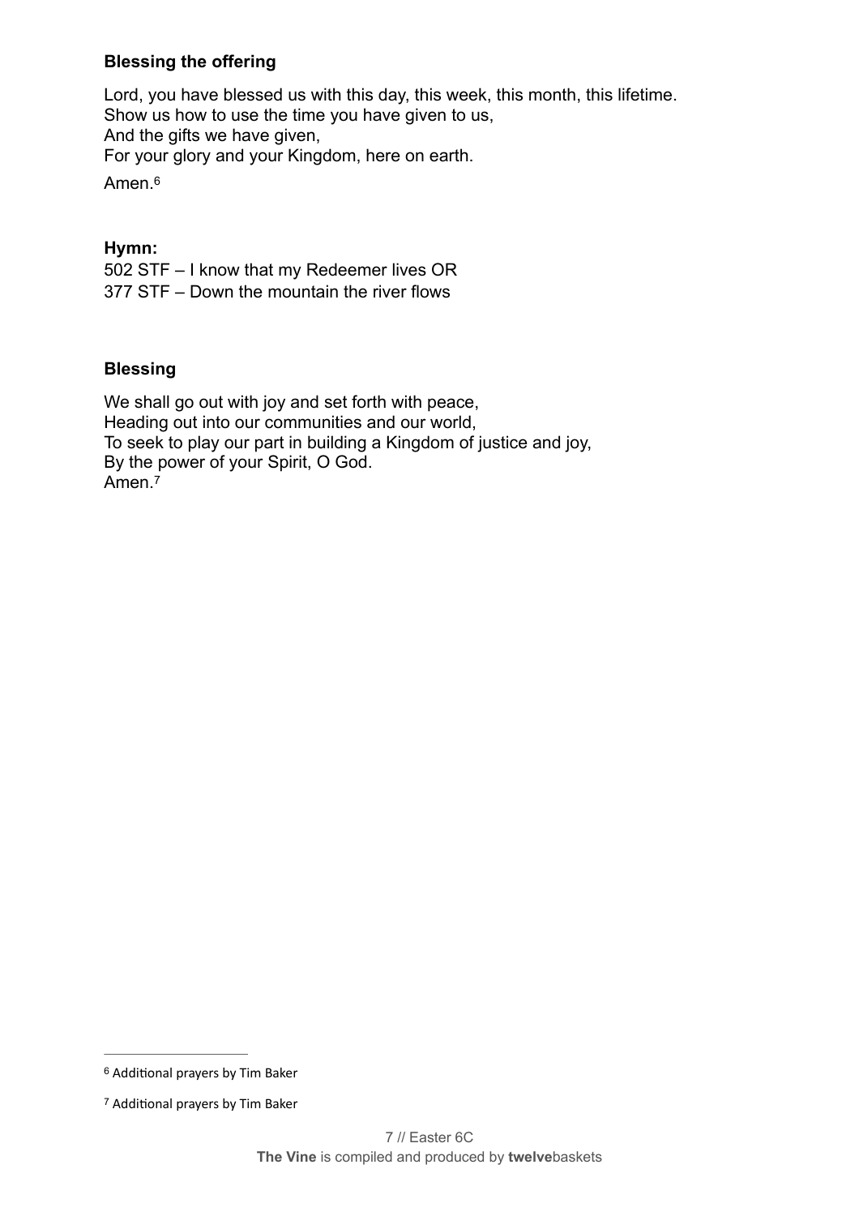**Blessing the offering**

Lord, you have blessed us with this day, this week, this month, this lifetime.
Show us how to use the time you have given to us,
And the gifts we have given,
For your glory and your Kingdom, here on earth.

Amen.[6]

**Hymn:**
502 STF – I know that my Redeemer lives OR
377 STF – Down the mountain the river flows

**Blessing**

We shall go out with joy and set forth with peace,
Heading out into our communities and our world,
To seek to play our part in building a Kingdom of justice and joy,
By the power of your Spirit, O God.
Amen.[7]

---

[6] Additional prayers by Tim Baker

[7] Additional prayers by Tim Baker